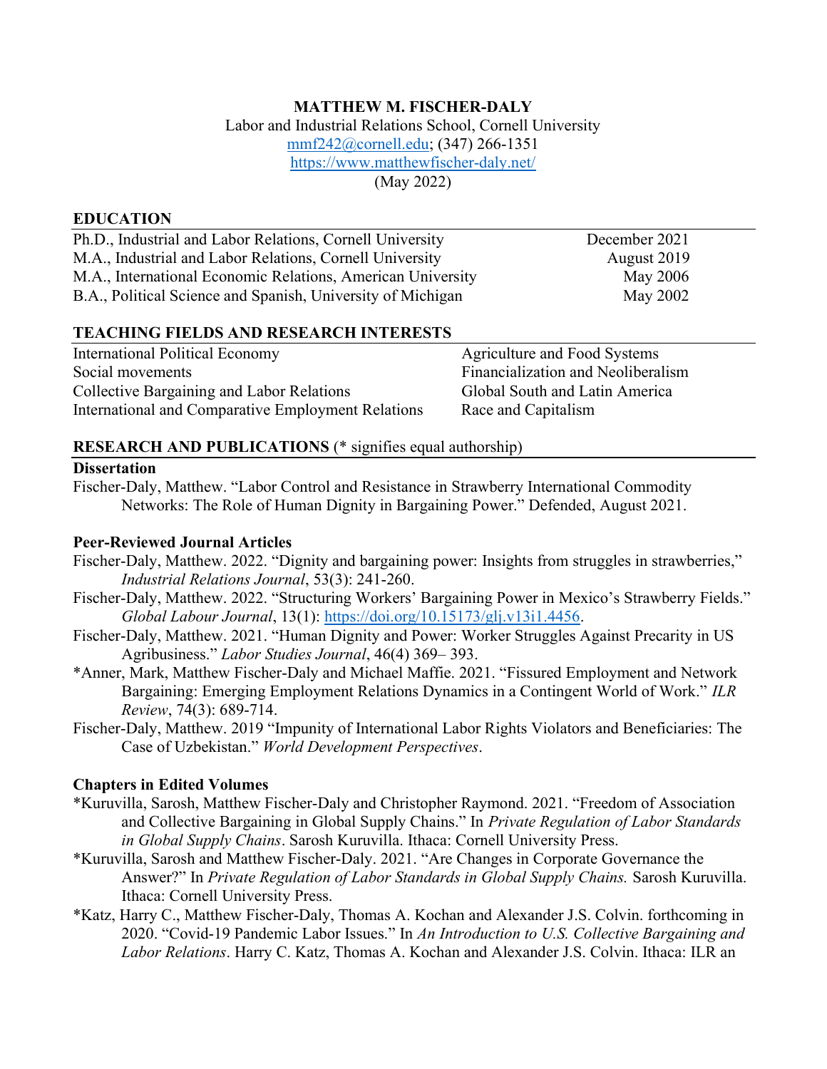# MATTHEW M. FISCHER-DALY

Labor and Industrial Relations School, Cornell University
mmf242@cornell.edu; (347) 266-1351
https://www.matthewfischer-daly.net/
(May 2022)

## EDUCATION

| | |
|---|---|
| Ph.D., Industrial and Labor Relations, Cornell University | December 2021 |
| M.A., Industrial and Labor Relations, Cornell University | August 2019 |
| M.A., International Economic Relations, American University | May 2006 |
| B.A., Political Science and Spanish, University of Michigan | May 2002 |

## TEACHING FIELDS AND RESEARCH INTERESTS

| | |
|---|---|
| International Political Economy | Agriculture and Food Systems |
| Social movements | Financialization and Neoliberalism |
| Collective Bargaining and Labor Relations | Global South and Latin America |
| International and Comparative Employment Relations | Race and Capitalism |

## RESEARCH AND PUBLICATIONS (* signifies equal authorship)

### Dissertation

Fischer-Daly, Matthew. "Labor Control and Resistance in Strawberry International Commodity Networks: The Role of Human Dignity in Bargaining Power." Defended, August 2021.

### Peer-Reviewed Journal Articles

Fischer-Daly, Matthew. 2022. "Dignity and bargaining power: Insights from struggles in strawberries," *Industrial Relations Journal*, 53(3): 241-260.

Fischer-Daly, Matthew. 2022. "Structuring Workers' Bargaining Power in Mexico's Strawberry Fields." *Global Labour Journal*, 13(1): https://doi.org/10.15173/glj.v13i1.4456.

Fischer-Daly, Matthew. 2021. "Human Dignity and Power: Worker Struggles Against Precarity in US Agribusiness." *Labor Studies Journal*, 46(4) 369– 393.

*Anner, Mark, Matthew Fischer-Daly and Michael Maffie. 2021. "Fissured Employment and Network Bargaining: Emerging Employment Relations Dynamics in a Contingent World of Work." *ILR Review*, 74(3): 689-714.

Fischer-Daly, Matthew. 2019 "Impunity of International Labor Rights Violators and Beneficiaries: The Case of Uzbekistan." *World Development Perspectives*.

### Chapters in Edited Volumes

*Kuruvilla, Sarosh, Matthew Fischer-Daly and Christopher Raymond. 2021. "Freedom of Association and Collective Bargaining in Global Supply Chains." In *Private Regulation of Labor Standards in Global Supply Chains*. Sarosh Kuruvilla. Ithaca: Cornell University Press.

*Kuruvilla, Sarosh and Matthew Fischer-Daly. 2021. "Are Changes in Corporate Governance the Answer?" In *Private Regulation of Labor Standards in Global Supply Chains.* Sarosh Kuruvilla. Ithaca: Cornell University Press.

*Katz, Harry C., Matthew Fischer-Daly, Thomas A. Kochan and Alexander J.S. Colvin. forthcoming in 2020. "Covid-19 Pandemic Labor Issues." In *An Introduction to U.S. Collective Bargaining and Labor Relations*. Harry C. Katz, Thomas A. Kochan and Alexander J.S. Colvin. Ithaca: ILR an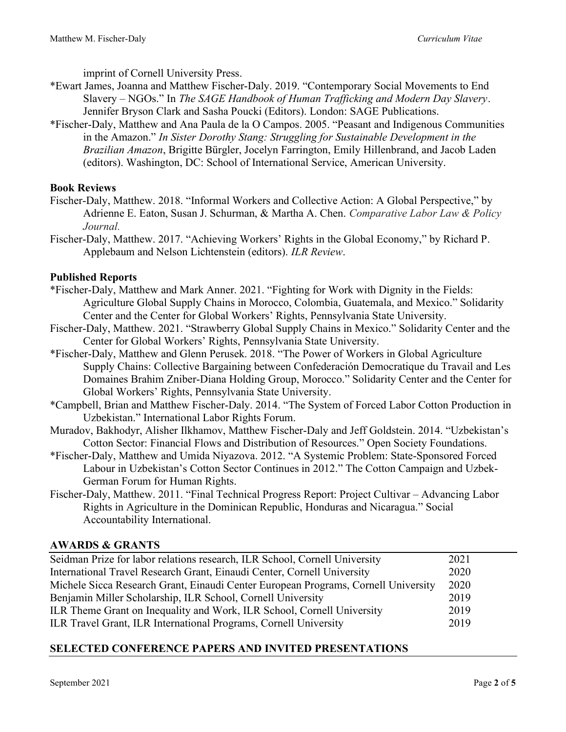imprint of Cornell University Press.

*Ewart James, Joanna and Matthew Fischer-Daly. 2019. "Contemporary Social Movements to End Slavery – NGOs." In *The SAGE Handbook of Human Trafficking and Modern Day Slavery*. Jennifer Bryson Clark and Sasha Poucki (Editors). London: SAGE Publications.

*Fischer-Daly, Matthew and Ana Paula de la O Campos. 2005. "Peasant and Indigenous Communities in the Amazon." *In Sister Dorothy Stang: Struggling for Sustainable Development in the Brazilian Amazon*, Brigitte Bürgler, Jocelyn Farrington, Emily Hillenbrand, and Jacob Laden (editors). Washington, DC: School of International Service, American University.

### Book Reviews

Fischer-Daly, Matthew. 2018. "Informal Workers and Collective Action: A Global Perspective," by Adrienne E. Eaton, Susan J. Schurman, & Martha A. Chen. *Comparative Labor Law & Policy Journal.*

Fischer-Daly, Matthew. 2017. "Achieving Workers' Rights in the Global Economy," by Richard P. Applebaum and Nelson Lichtenstein (editors). *ILR Review*.

### Published Reports

*Fischer-Daly, Matthew and Mark Anner. 2021. "Fighting for Work with Dignity in the Fields: Agriculture Global Supply Chains in Morocco, Colombia, Guatemala, and Mexico." Solidarity Center and the Center for Global Workers' Rights, Pennsylvania State University.

Fischer-Daly, Matthew. 2021. "Strawberry Global Supply Chains in Mexico." Solidarity Center and the Center for Global Workers' Rights, Pennsylvania State University.

*Fischer-Daly, Matthew and Glenn Perusek. 2018. "The Power of Workers in Global Agriculture Supply Chains: Collective Bargaining between Confederación Democratique du Travail and Les Domaines Brahim Zniber-Diana Holding Group, Morocco." Solidarity Center and the Center for Global Workers' Rights, Pennsylvania State University.

*Campbell, Brian and Matthew Fischer-Daly. 2014. "The System of Forced Labor Cotton Production in Uzbekistan." International Labor Rights Forum.

Muradov, Bakhodyr, Alisher Ilkhamov, Matthew Fischer-Daly and Jeff Goldstein. 2014. "Uzbekistan's Cotton Sector: Financial Flows and Distribution of Resources." Open Society Foundations.

*Fischer-Daly, Matthew and Umida Niyazova. 2012. "A Systemic Problem: State-Sponsored Forced Labour in Uzbekistan's Cotton Sector Continues in 2012." The Cotton Campaign and Uzbek-German Forum for Human Rights.

Fischer-Daly, Matthew. 2011. "Final Technical Progress Report: Project Cultivar – Advancing Labor Rights in Agriculture in the Dominican Republic, Honduras and Nicaragua." Social Accountability International.

## AWARDS & GRANTS

| | |
|---|---|
| Seidman Prize for labor relations research, ILR School, Cornell University | 2021 |
| International Travel Research Grant, Einaudi Center, Cornell University | 2020 |
| Michele Sicca Research Grant, Einaudi Center European Programs, Cornell University | 2020 |
| Benjamin Miller Scholarship, ILR School, Cornell University | 2019 |
| ILR Theme Grant on Inequality and Work, ILR School, Cornell University | 2019 |
| ILR Travel Grant, ILR International Programs, Cornell University | 2019 |

## SELECTED CONFERENCE PAPERS AND INVITED PRESENTATIONS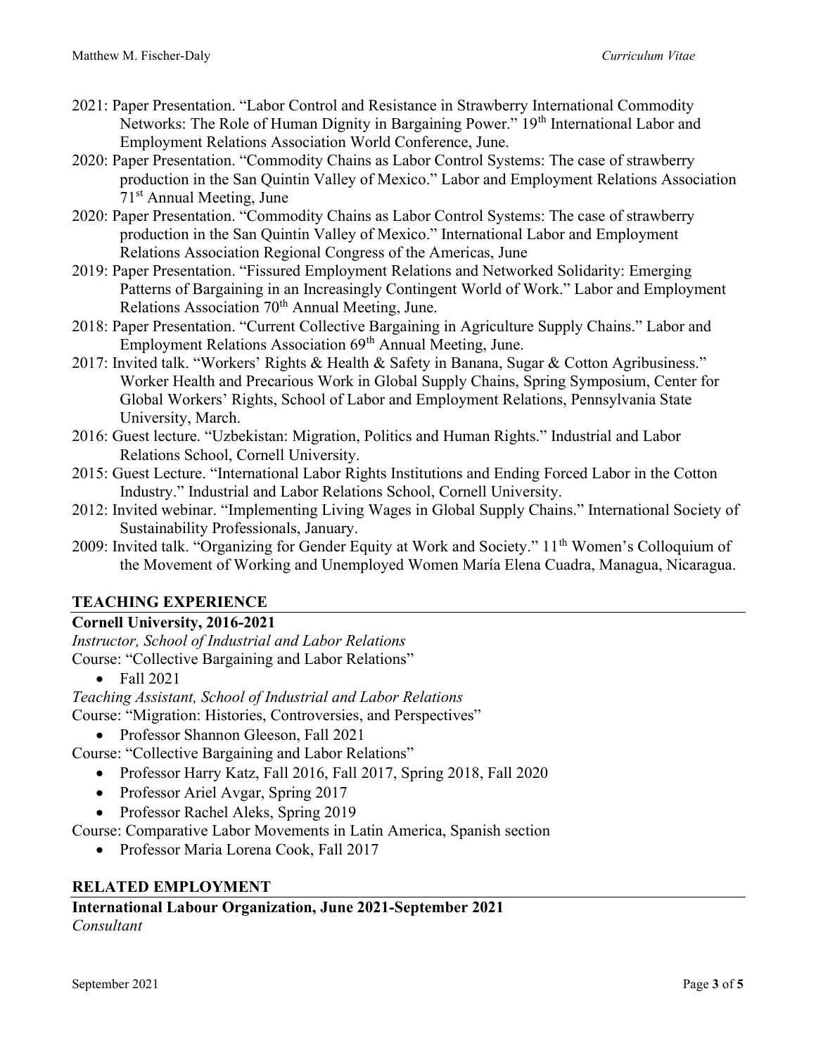- 2021: Paper Presentation. "Labor Control and Resistance in Strawberry International Commodity Networks: The Role of Human Dignity in Bargaining Power." 19th International Labor and Employment Relations Association World Conference, June.
- 2020: Paper Presentation. "Commodity Chains as Labor Control Systems: The case of strawberry production in the San Quintin Valley of Mexico." Labor and Employment Relations Association 71st Annual Meeting, June
- 2020: Paper Presentation. "Commodity Chains as Labor Control Systems: The case of strawberry production in the San Quintin Valley of Mexico." International Labor and Employment Relations Association Regional Congress of the Americas, June
- 2019: Paper Presentation. "Fissured Employment Relations and Networked Solidarity: Emerging Patterns of Bargaining in an Increasingly Contingent World of Work." Labor and Employment Relations Association 70th Annual Meeting, June.
- 2018: Paper Presentation. "Current Collective Bargaining in Agriculture Supply Chains." Labor and Employment Relations Association 69th Annual Meeting, June.
- 2017: Invited talk. "Workers' Rights & Health & Safety in Banana, Sugar & Cotton Agribusiness." Worker Health and Precarious Work in Global Supply Chains, Spring Symposium, Center for Global Workers' Rights, School of Labor and Employment Relations, Pennsylvania State University, March.
- 2016: Guest lecture. "Uzbekistan: Migration, Politics and Human Rights." Industrial and Labor Relations School, Cornell University.
- 2015: Guest Lecture. "International Labor Rights Institutions and Ending Forced Labor in the Cotton Industry." Industrial and Labor Relations School, Cornell University.
- 2012: Invited webinar. "Implementing Living Wages in Global Supply Chains." International Society of Sustainability Professionals, January.
- 2009: Invited talk. "Organizing for Gender Equity at Work and Society." 11th Women's Colloquium of the Movement of Working and Unemployed Women María Elena Cuadra, Managua, Nicaragua.

## TEACHING EXPERIENCE

**Cornell University, 2016-2021**

*Instructor, School of Industrial and Labor Relations*

Course: "Collective Bargaining and Labor Relations"

- Fall 2021

*Teaching Assistant, School of Industrial and Labor Relations*

Course: "Migration: Histories, Controversies, and Perspectives"

- Professor Shannon Gleeson, Fall 2021

Course: "Collective Bargaining and Labor Relations"

- Professor Harry Katz, Fall 2016, Fall 2017, Spring 2018, Fall 2020
- Professor Ariel Avgar, Spring 2017
- Professor Rachel Aleks, Spring 2019

Course: Comparative Labor Movements in Latin America, Spanish section

- Professor Maria Lorena Cook, Fall 2017

## RELATED EMPLOYMENT

**International Labour Organization, June 2021-September 2021**

*Consultant*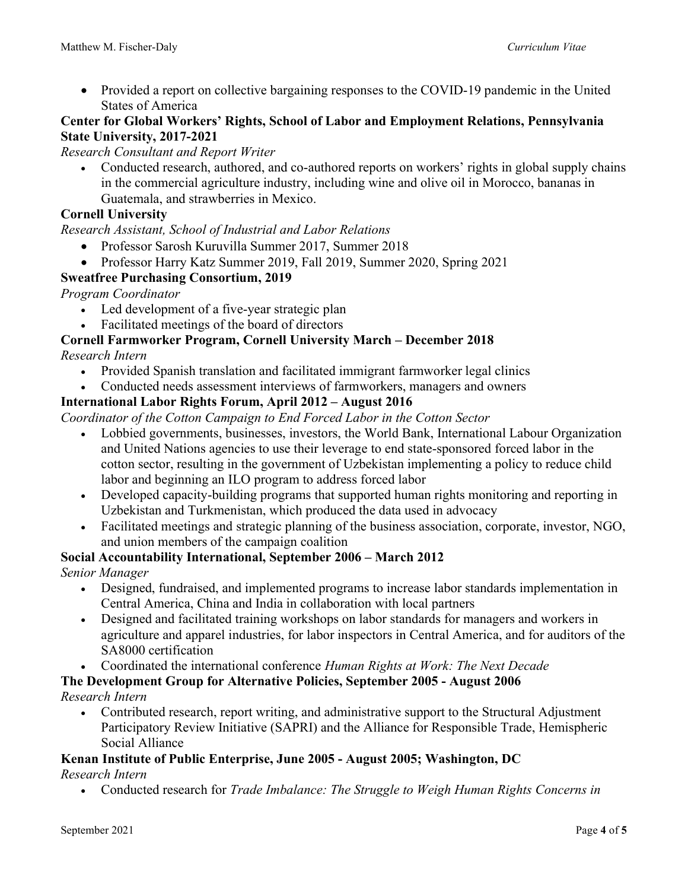- Provided a report on collective bargaining responses to the COVID-19 pandemic in the United States of America

**Center for Global Workers' Rights, School of Labor and Employment Relations, Pennsylvania State University, 2017-2021**

*Research Consultant and Report Writer*

- Conducted research, authored, and co-authored reports on workers' rights in global supply chains in the commercial agriculture industry, including wine and olive oil in Morocco, bananas in Guatemala, and strawberries in Mexico.

**Cornell University**

*Research Assistant, School of Industrial and Labor Relations*

- Professor Sarosh Kuruvilla Summer 2017, Summer 2018
- Professor Harry Katz Summer 2019, Fall 2019, Summer 2020, Spring 2021

**Sweatfree Purchasing Consortium, 2019**

*Program Coordinator*

- Led development of a five-year strategic plan
- Facilitated meetings of the board of directors

**Cornell Farmworker Program, Cornell University March – December 2018**

*Research Intern*

- Provided Spanish translation and facilitated immigrant farmworker legal clinics
- Conducted needs assessment interviews of farmworkers, managers and owners

**International Labor Rights Forum, April 2012 – August 2016**

*Coordinator of the Cotton Campaign to End Forced Labor in the Cotton Sector*

- Lobbied governments, businesses, investors, the World Bank, International Labour Organization and United Nations agencies to use their leverage to end state-sponsored forced labor in the cotton sector, resulting in the government of Uzbekistan implementing a policy to reduce child labor and beginning an ILO program to address forced labor
- Developed capacity-building programs that supported human rights monitoring and reporting in Uzbekistan and Turkmenistan, which produced the data used in advocacy
- Facilitated meetings and strategic planning of the business association, corporate, investor, NGO, and union members of the campaign coalition

**Social Accountability International, September 2006 – March 2012**

*Senior Manager*

- Designed, fundraised, and implemented programs to increase labor standards implementation in Central America, China and India in collaboration with local partners
- Designed and facilitated training workshops on labor standards for managers and workers in agriculture and apparel industries, for labor inspectors in Central America, and for auditors of the SA8000 certification
- Coordinated the international conference *Human Rights at Work: The Next Decade*

**The Development Group for Alternative Policies, September 2005 - August 2006**

*Research Intern*

- Contributed research, report writing, and administrative support to the Structural Adjustment Participatory Review Initiative (SAPRI) and the Alliance for Responsible Trade, Hemispheric Social Alliance

**Kenan Institute of Public Enterprise, June 2005 - August 2005; Washington, DC**

*Research Intern*

- Conducted research for *Trade Imbalance: The Struggle to Weigh Human Rights Concerns in*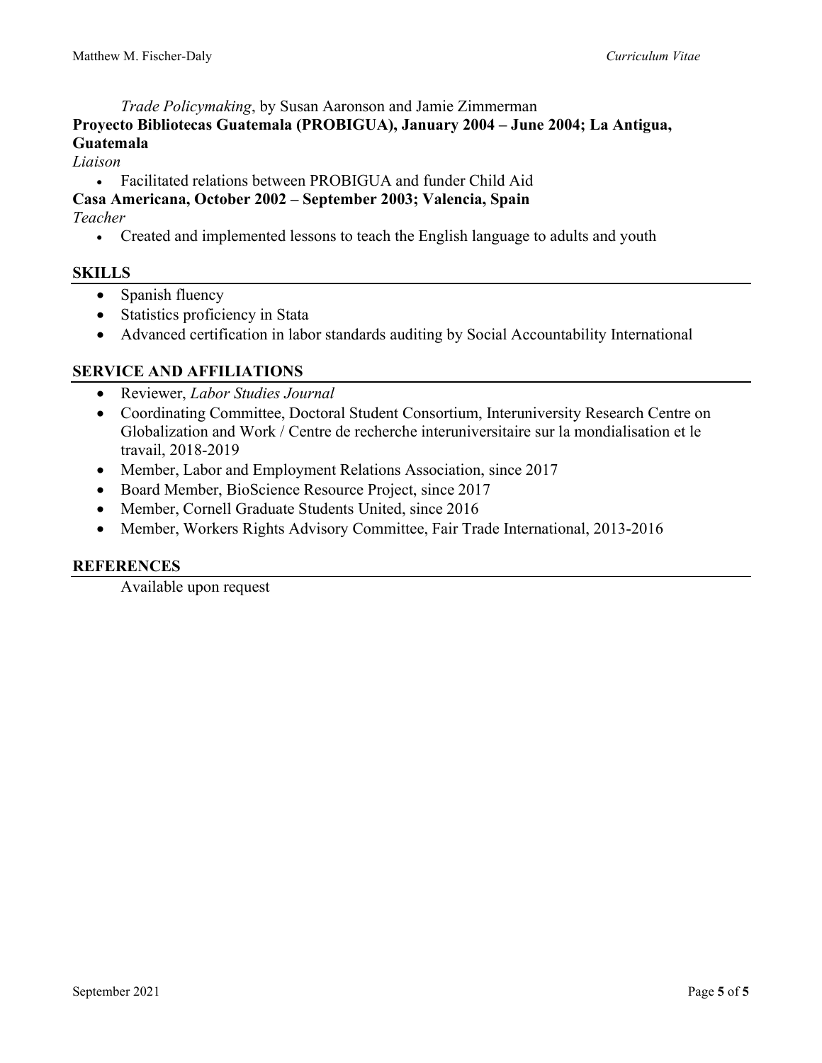*Trade Policymaking*, by Susan Aaronson and Jamie Zimmerman

**Proyecto Bibliotecas Guatemala (PROBIGUA), January 2004 – June 2004; La Antigua, Guatemala**

*Liaison*

- Facilitated relations between PROBIGUA and funder Child Aid

**Casa Americana, October 2002 – September 2003; Valencia, Spain**

*Teacher*

- Created and implemented lessons to teach the English language to adults and youth

## SKILLS

- Spanish fluency
- Statistics proficiency in Stata
- Advanced certification in labor standards auditing by Social Accountability International

## SERVICE AND AFFILIATIONS

- Reviewer, *Labor Studies Journal*
- Coordinating Committee, Doctoral Student Consortium, Interuniversity Research Centre on Globalization and Work / Centre de recherche interuniversitaire sur la mondialisation et le travail, 2018-2019
- Member, Labor and Employment Relations Association, since 2017
- Board Member, BioScience Resource Project, since 2017
- Member, Cornell Graduate Students United, since 2016
- Member, Workers Rights Advisory Committee, Fair Trade International, 2013-2016

## REFERENCES

Available upon request